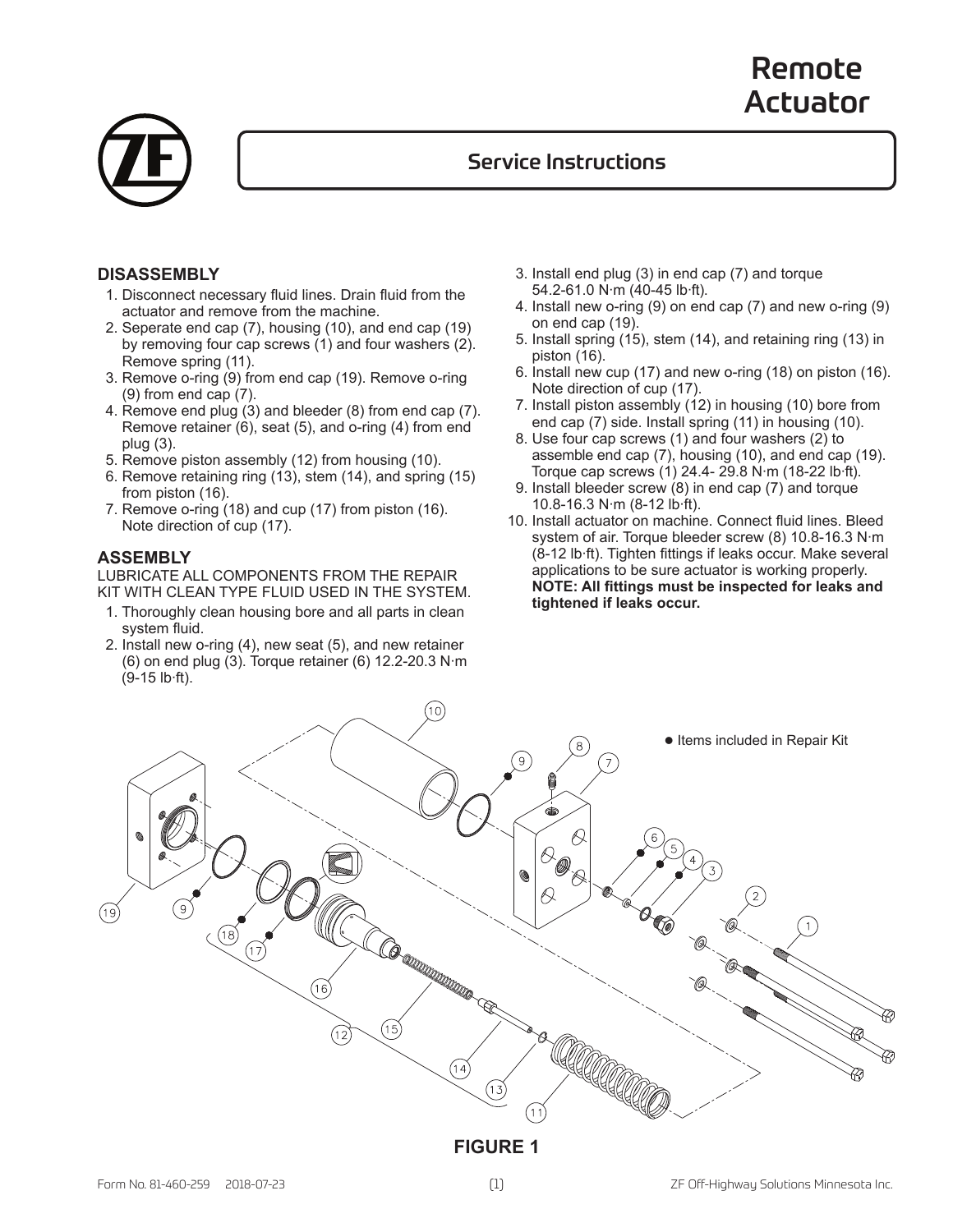# Remote Actuator

## Service Instructions

### DISASSEMBLY

1. Disconnect necessary fluid lines. Drain fluid from the actuator and remove from the machine.
2. Seperate end cap (7), housing (10), and end cap (19) by removing four cap screws (1) and four washers (2). Remove spring (11).
3. Remove o-ring (9) from end cap (19). Remove o-ring (9) from end cap (7).
4. Remove end plug (3) and bleeder (8) from end cap (7). Remove retainer (6), seat (5), and o-ring (4) from end plug (3).
5. Remove piston assembly (12) from housing (10).
6. Remove retaining ring (13), stem (14), and spring (15) from piston (16).
7. Remove o-ring (18) and cup (17) from piston (16). Note direction of cup (17).

### ASSEMBLY

LUBRICATE ALL COMPONENTS FROM THE REPAIR KIT WITH CLEAN TYPE FLUID USED IN THE SYSTEM.

1. Thoroughly clean housing bore and all parts in clean system fluid.
2. Install new o-ring (4), new seat (5), and new retainer (6) on end plug (3). Torque retainer (6) 12.2-20.3 N·m (9-15 lb·ft).
3. Install end plug (3) in end cap (7) and torque 54.2-61.0 N·m (40-45 lb·ft).
4. Install new o-ring (9) on end cap (7) and new o-ring (9) on end cap (19).
5. Install spring (15), stem (14), and retaining ring (13) in piston (16).
6. Install new cup (17) and new o-ring (18) on piston (16). Note direction of cup (17).
7. Install piston assembly (12) in housing (10) bore from end cap (7) side. Install spring (11) in housing (10).
8. Use four cap screws (1) and four washers (2) to assemble end cap (7), housing (10), and end cap (19). Torque cap screws (1) 24.4- 29.8 N·m (18-22 lb·ft).
9. Install bleeder screw (8) in end cap (7) and torque 10.8-16.3 N·m (8-12 lb·ft).
10. Install actuator on machine. Connect fluid lines. Bleed system of air. Torque bleeder screw (8) 10.8-16.3 N·m (8-12 lb·ft). Tighten fittings if leaks occur. Make several applications to be sure actuator is working properly. **NOTE: All fittings must be inspected for leaks and tightened if leaks occur.**

● Items included in Repair Kit

**FIGURE 1**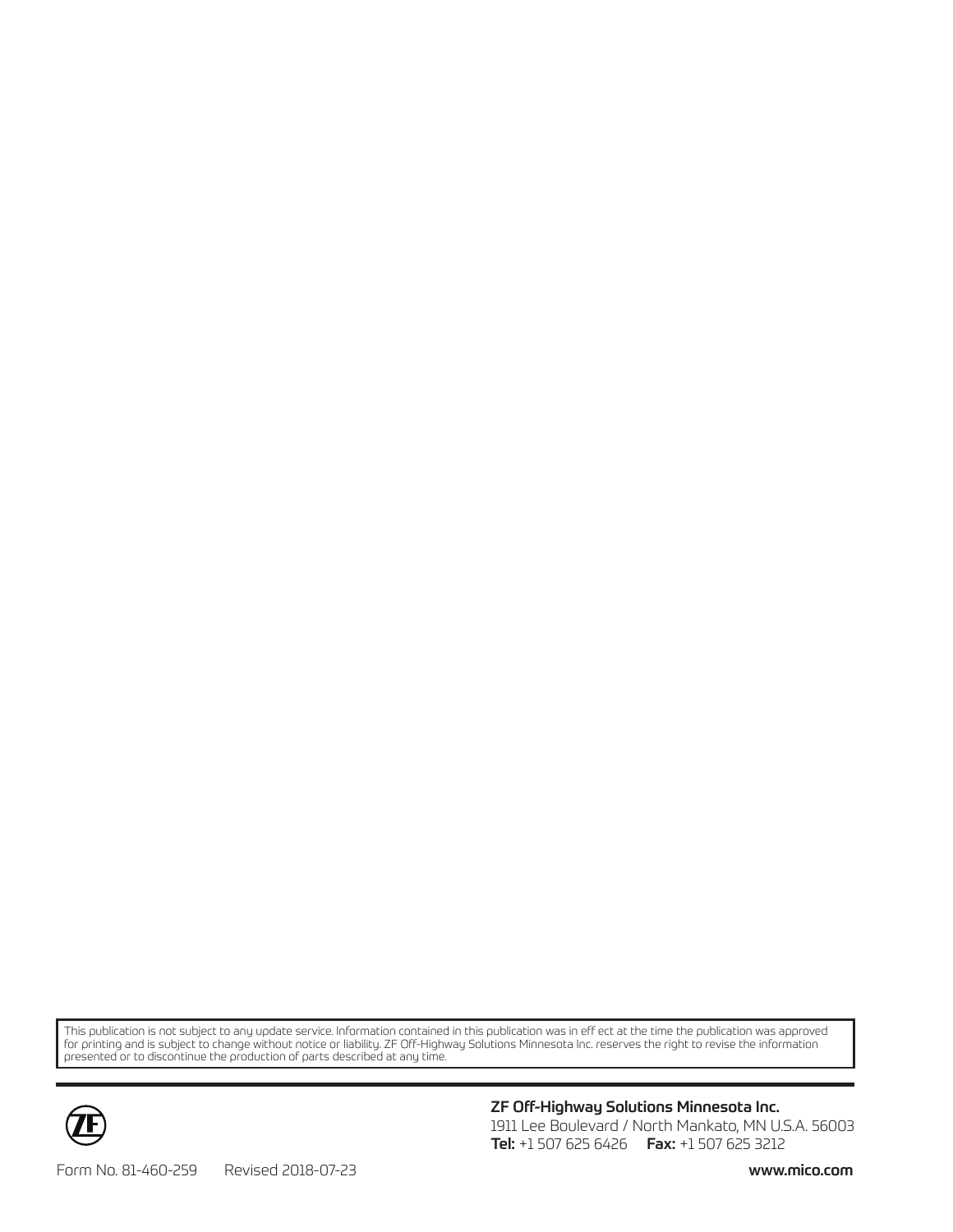This publication is not subject to any update service. Information contained in this publication was in eff ect at the time the publication was approved for printing and is subject to change without notice or liability. ZF Off-Highway Solutions Minnesota Inc. reserves the right to revise the information presented or to discontinue the production of parts described at any time.

**ZF Off-Highway Solutions Minnesota Inc.**
1911 Lee Boulevard / North Mankato, MN U.S.A. 56003
**Tel:** +1 507 625 6426 **Fax:** +1 507 625 3212

Form No. 81-460-259 Revised 2018-07-23

**www.mico.com**